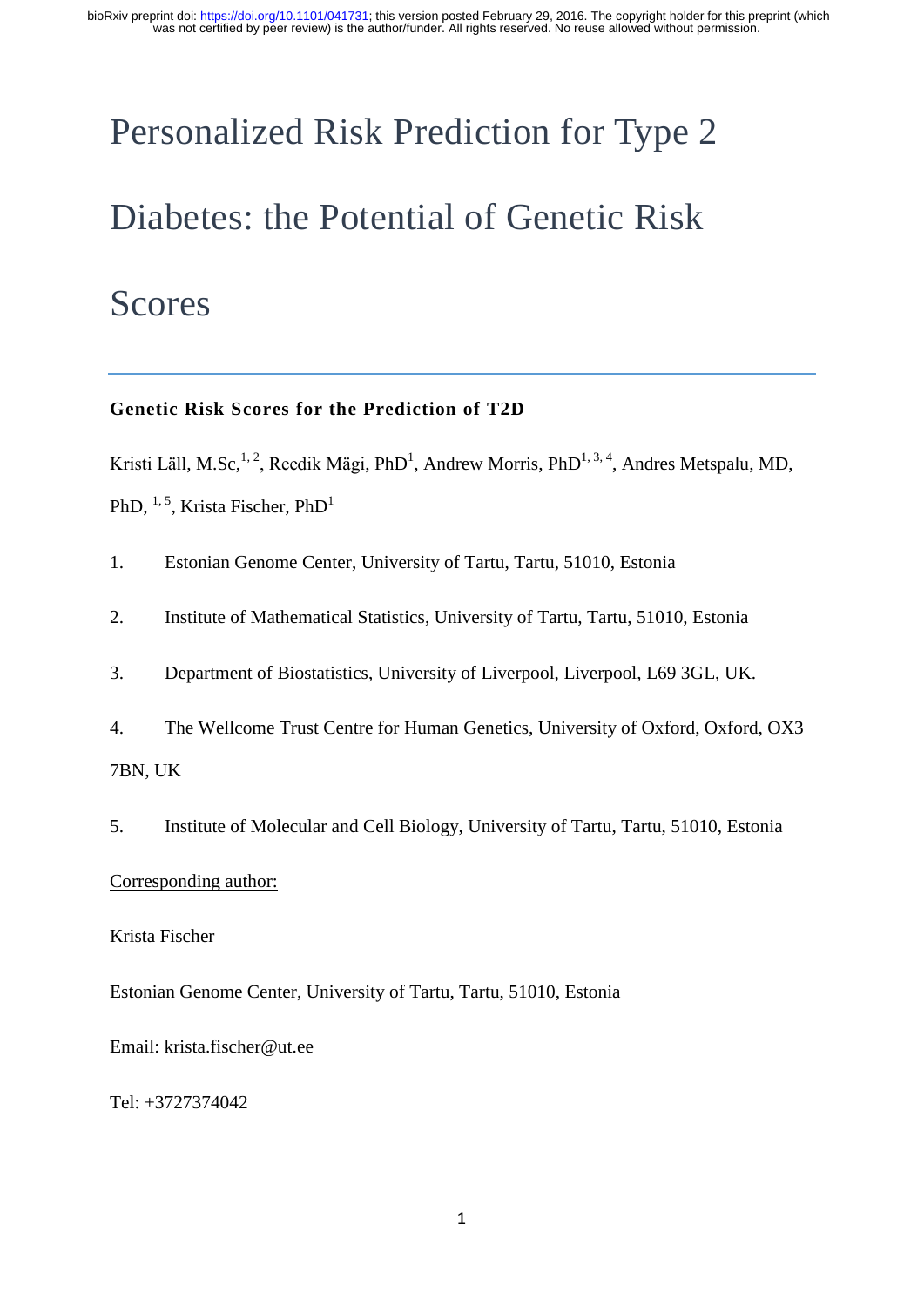# Personalized Risk Prediction for Type 2 Diabetes: the Potential of Genetic Risk Scores

**Genetic Risk Scores for the Prediction of T2D**

Kristi Läll, M.Sc,[1, 2], Reedik Mägi, PhD[1], Andrew Morris, PhD[1, 3, 4], Andres Metspalu, MD, PhD, [1, 5], Krista Fischer, PhD[1]

1. Estonian Genome Center, University of Tartu, Tartu, 51010, Estonia
2. Institute of Mathematical Statistics, University of Tartu, Tartu, 51010, Estonia
3. Department of Biostatistics, University of Liverpool, Liverpool, L69 3GL, UK.
4. The Wellcome Trust Centre for Human Genetics, University of Oxford, Oxford, OX3 7BN, UK
5. Institute of Molecular and Cell Biology, University of Tartu, Tartu, 51010, Estonia

Corresponding author:

Krista Fischer

Estonian Genome Center, University of Tartu, Tartu, 51010, Estonia

Email: krista.fischer@ut.ee

Tel: +3727374042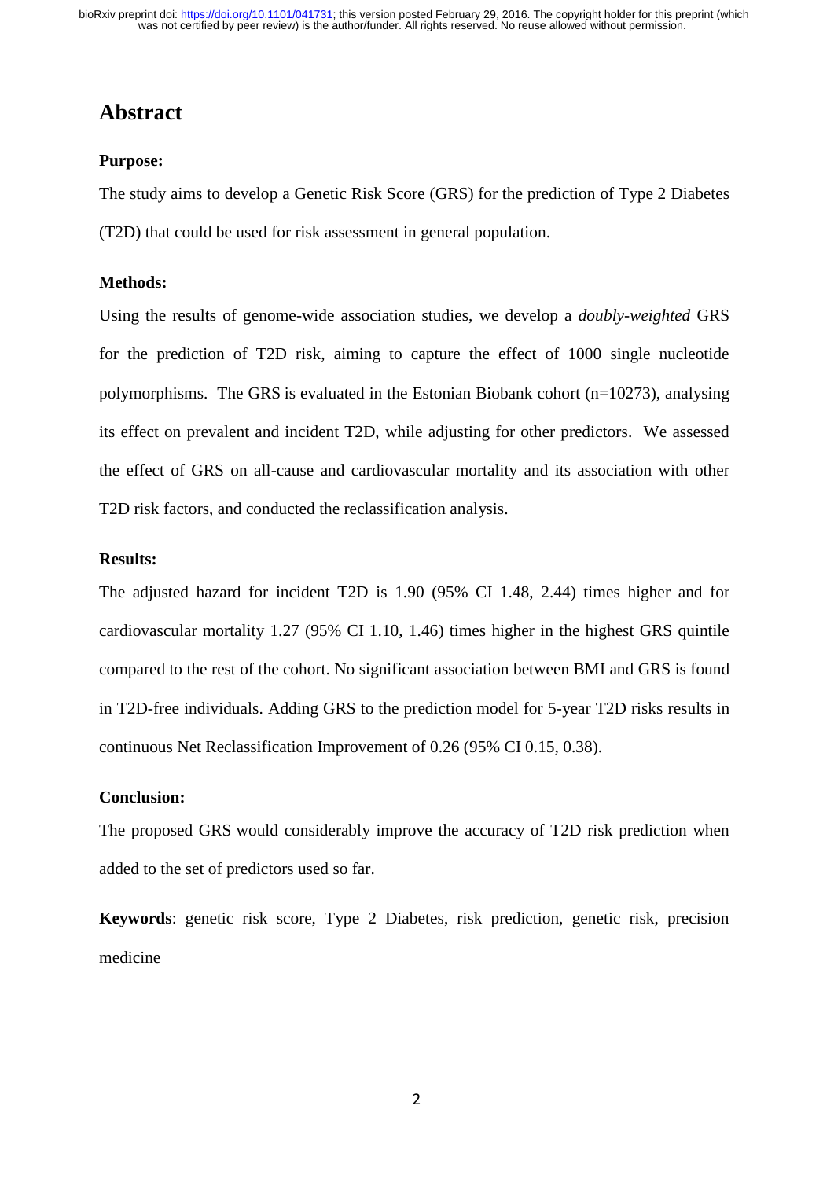## Abstract

**Purpose:**

The study aims to develop a Genetic Risk Score (GRS) for the prediction of Type 2 Diabetes (T2D) that could be used for risk assessment in general population.

**Methods:**

Using the results of genome-wide association studies, we develop a *doubly-weighted* GRS for the prediction of T2D risk, aiming to capture the effect of 1000 single nucleotide polymorphisms. The GRS is evaluated in the Estonian Biobank cohort (n=10273), analysing its effect on prevalent and incident T2D, while adjusting for other predictors. We assessed the effect of GRS on all-cause and cardiovascular mortality and its association with other T2D risk factors, and conducted the reclassification analysis.

**Results:**

The adjusted hazard for incident T2D is 1.90 (95% CI 1.48, 2.44) times higher and for cardiovascular mortality 1.27 (95% CI 1.10, 1.46) times higher in the highest GRS quintile compared to the rest of the cohort. No significant association between BMI and GRS is found in T2D-free individuals. Adding GRS to the prediction model for 5-year T2D risks results in continuous Net Reclassification Improvement of 0.26 (95% CI 0.15, 0.38).

**Conclusion:**

The proposed GRS would considerably improve the accuracy of T2D risk prediction when added to the set of predictors used so far.

**Keywords**: genetic risk score, Type 2 Diabetes, risk prediction, genetic risk, precision medicine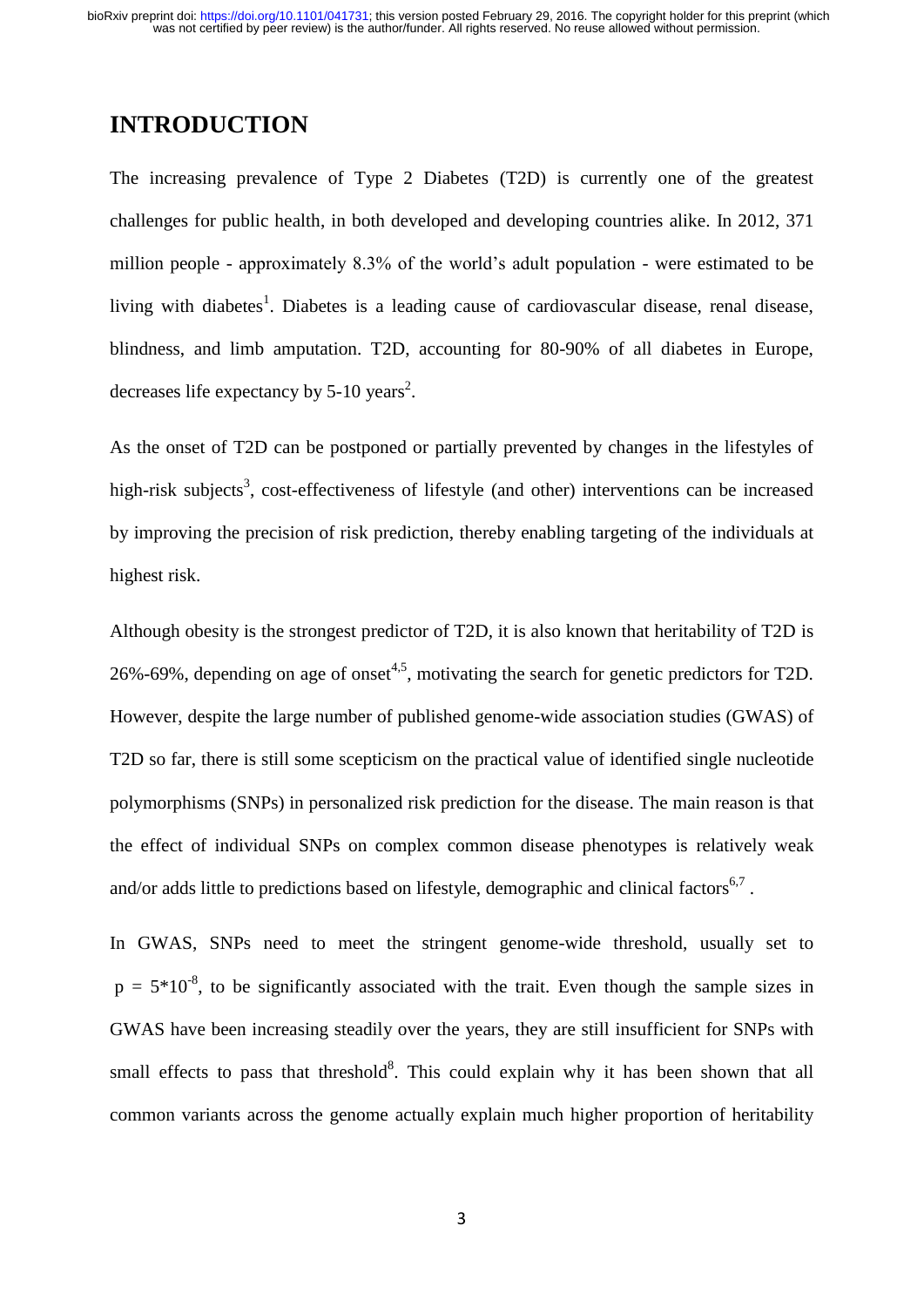# INTRODUCTION

The increasing prevalence of Type 2 Diabetes (T2D) is currently one of the greatest challenges for public health, in both developed and developing countries alike. In 2012, 371 million people - approximately 8.3% of the world's adult population - were estimated to be living with diabetes[1]. Diabetes is a leading cause of cardiovascular disease, renal disease, blindness, and limb amputation. T2D, accounting for 80-90% of all diabetes in Europe, decreases life expectancy by 5-10 years[2].

As the onset of T2D can be postponed or partially prevented by changes in the lifestyles of high-risk subjects[3], cost-effectiveness of lifestyle (and other) interventions can be increased by improving the precision of risk prediction, thereby enabling targeting of the individuals at highest risk.

Although obesity is the strongest predictor of T2D, it is also known that heritability of T2D is 26%-69%, depending on age of onset[4,5], motivating the search for genetic predictors for T2D. However, despite the large number of published genome-wide association studies (GWAS) of T2D so far, there is still some scepticism on the practical value of identified single nucleotide polymorphisms (SNPs) in personalized risk prediction for the disease. The main reason is that the effect of individual SNPs on complex common disease phenotypes is relatively weak and/or adds little to predictions based on lifestyle, demographic and clinical factors[6,7].

In GWAS, SNPs need to meet the stringent genome-wide threshold, usually set to $p = 5*10^{-8}$, to be significantly associated with the trait. Even though the sample sizes in GWAS have been increasing steadily over the years, they are still insufficient for SNPs with small effects to pass that threshold[8]. This could explain why it has been shown that all common variants across the genome actually explain much higher proportion of heritability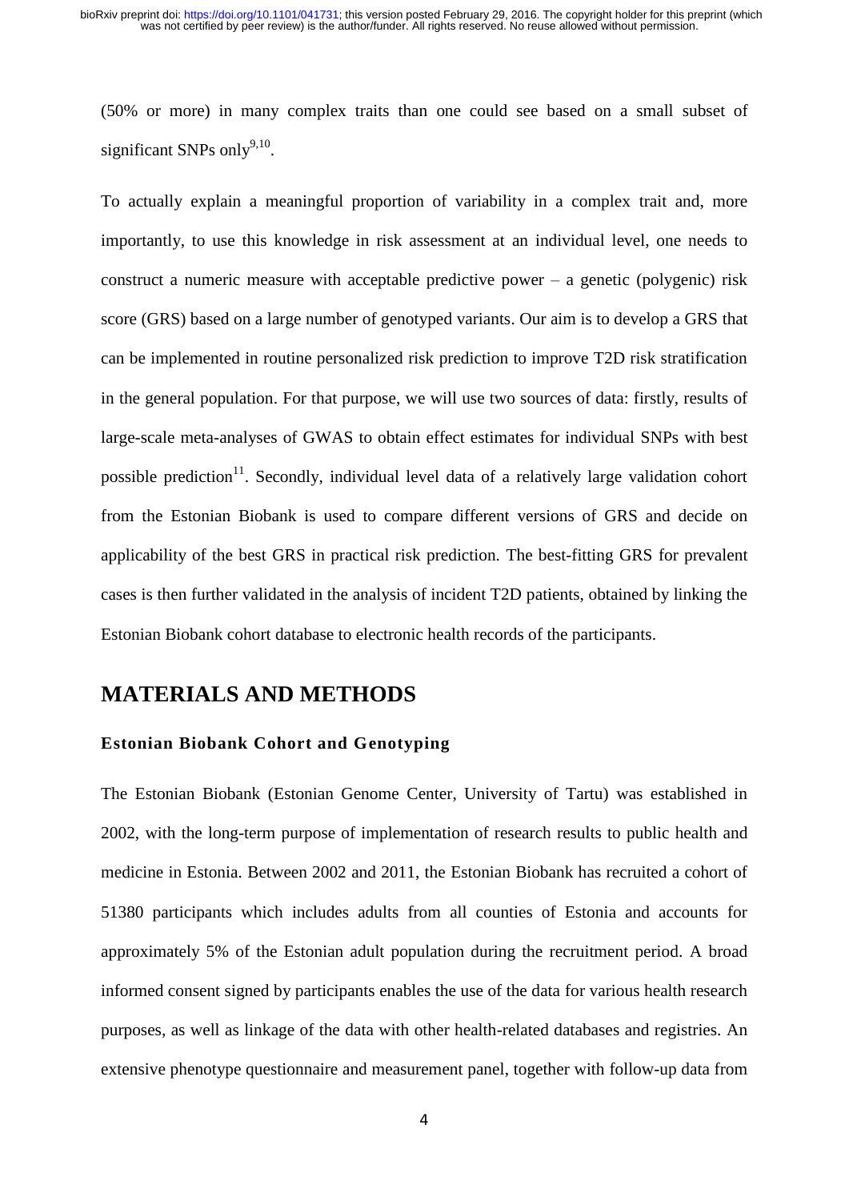(50% or more) in many complex traits than one could see based on a small subset of significant SNPs only[9,10].

To actually explain a meaningful proportion of variability in a complex trait and, more importantly, to use this knowledge in risk assessment at an individual level, one needs to construct a numeric measure with acceptable predictive power – a genetic (polygenic) risk score (GRS) based on a large number of genotyped variants. Our aim is to develop a GRS that can be implemented in routine personalized risk prediction to improve T2D risk stratification in the general population. For that purpose, we will use two sources of data: firstly, results of large-scale meta-analyses of GWAS to obtain effect estimates for individual SNPs with best possible prediction[11]. Secondly, individual level data of a relatively large validation cohort from the Estonian Biobank is used to compare different versions of GRS and decide on applicability of the best GRS in practical risk prediction. The best-fitting GRS for prevalent cases is then further validated in the analysis of incident T2D patients, obtained by linking the Estonian Biobank cohort database to electronic health records of the participants.

# MATERIALS AND METHODS

### Estonian Biobank Cohort and Genotyping

The Estonian Biobank (Estonian Genome Center, University of Tartu) was established in 2002, with the long-term purpose of implementation of research results to public health and medicine in Estonia. Between 2002 and 2011, the Estonian Biobank has recruited a cohort of 51380 participants which includes adults from all counties of Estonia and accounts for approximately 5% of the Estonian adult population during the recruitment period. A broad informed consent signed by participants enables the use of the data for various health research purposes, as well as linkage of the data with other health-related databases and registries. An extensive phenotype questionnaire and measurement panel, together with follow-up data from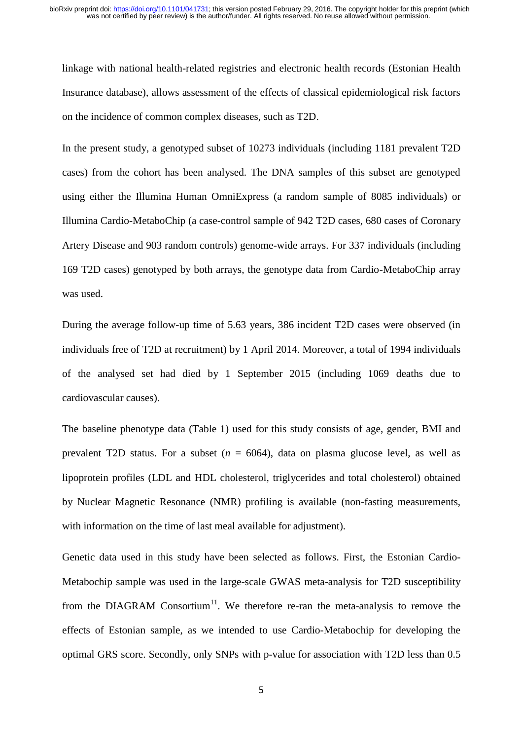linkage with national health-related registries and electronic health records (Estonian Health Insurance database), allows assessment of the effects of classical epidemiological risk factors on the incidence of common complex diseases, such as T2D.

In the present study, a genotyped subset of 10273 individuals (including 1181 prevalent T2D cases) from the cohort has been analysed. The DNA samples of this subset are genotyped using either the Illumina Human OmniExpress (a random sample of 8085 individuals) or Illumina Cardio-MetaboChip (a case-control sample of 942 T2D cases, 680 cases of Coronary Artery Disease and 903 random controls) genome-wide arrays. For 337 individuals (including 169 T2D cases) genotyped by both arrays, the genotype data from Cardio-MetaboChip array was used.

During the average follow-up time of 5.63 years, 386 incident T2D cases were observed (in individuals free of T2D at recruitment) by 1 April 2014. Moreover, a total of 1994 individuals of the analysed set had died by 1 September 2015 (including 1069 deaths due to cardiovascular causes).

The baseline phenotype data (Table 1) used for this study consists of age, gender, BMI and prevalent T2D status. For a subset ($n$ = 6064), data on plasma glucose level, as well as lipoprotein profiles (LDL and HDL cholesterol, triglycerides and total cholesterol) obtained by Nuclear Magnetic Resonance (NMR) profiling is available (non-fasting measurements, with information on the time of last meal available for adjustment).

Genetic data used in this study have been selected as follows. First, the Estonian Cardio-Metabochip sample was used in the large-scale GWAS meta-analysis for T2D susceptibility from the DIAGRAM Consortium[11]. We therefore re-ran the meta-analysis to remove the effects of Estonian sample, as we intended to use Cardio-Metabochip for developing the optimal GRS score. Secondly, only SNPs with p-value for association with T2D less than 0.5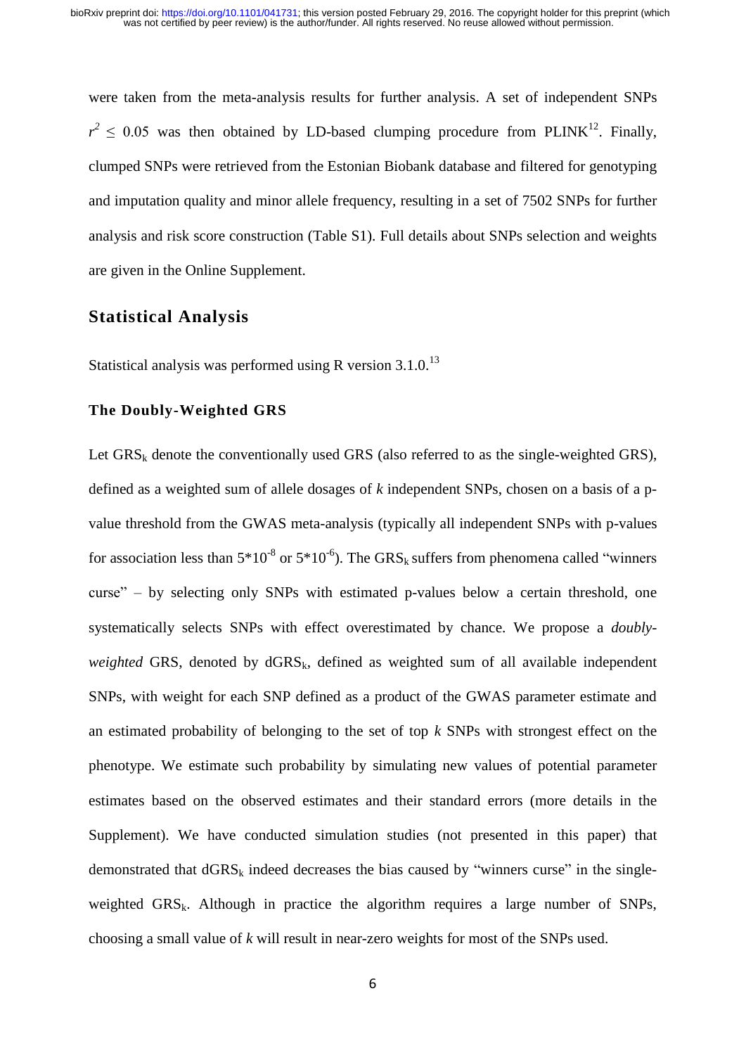were taken from the meta-analysis results for further analysis. A set of independent SNPs $r^2 \leq 0.05$ was then obtained by LD-based clumping procedure from PLINK[12]. Finally, clumped SNPs were retrieved from the Estonian Biobank database and filtered for genotyping and imputation quality and minor allele frequency, resulting in a set of 7502 SNPs for further analysis and risk score construction (Table S1). Full details about SNPs selection and weights are given in the Online Supplement.

## Statistical Analysis

Statistical analysis was performed using R version 3.1.0.[13]

### The Doubly-Weighted GRS

Let $GRS_k$ denote the conventionally used GRS (also referred to as the single-weighted GRS), defined as a weighted sum of allele dosages of *k* independent SNPs, chosen on a basis of a p-value threshold from the GWAS meta-analysis (typically all independent SNPs with p-values for association less than $5*10^{-8}$ or $5*10^{-6}$). The $GRS_k$ suffers from phenomena called "winners curse" – by selecting only SNPs with estimated p-values below a certain threshold, one systematically selects SNPs with effect overestimated by chance. We propose a *doubly-weighted* GRS, denoted by $dGRS_k$, defined as weighted sum of all available independent SNPs, with weight for each SNP defined as a product of the GWAS parameter estimate and an estimated probability of belonging to the set of top *k* SNPs with strongest effect on the phenotype. We estimate such probability by simulating new values of potential parameter estimates based on the observed estimates and their standard errors (more details in the Supplement). We have conducted simulation studies (not presented in this paper) that demonstrated that $dGRS_k$ indeed decreases the bias caused by "winners curse" in the single-weighted $GRS_k$. Although in practice the algorithm requires a large number of SNPs, choosing a small value of *k* will result in near-zero weights for most of the SNPs used.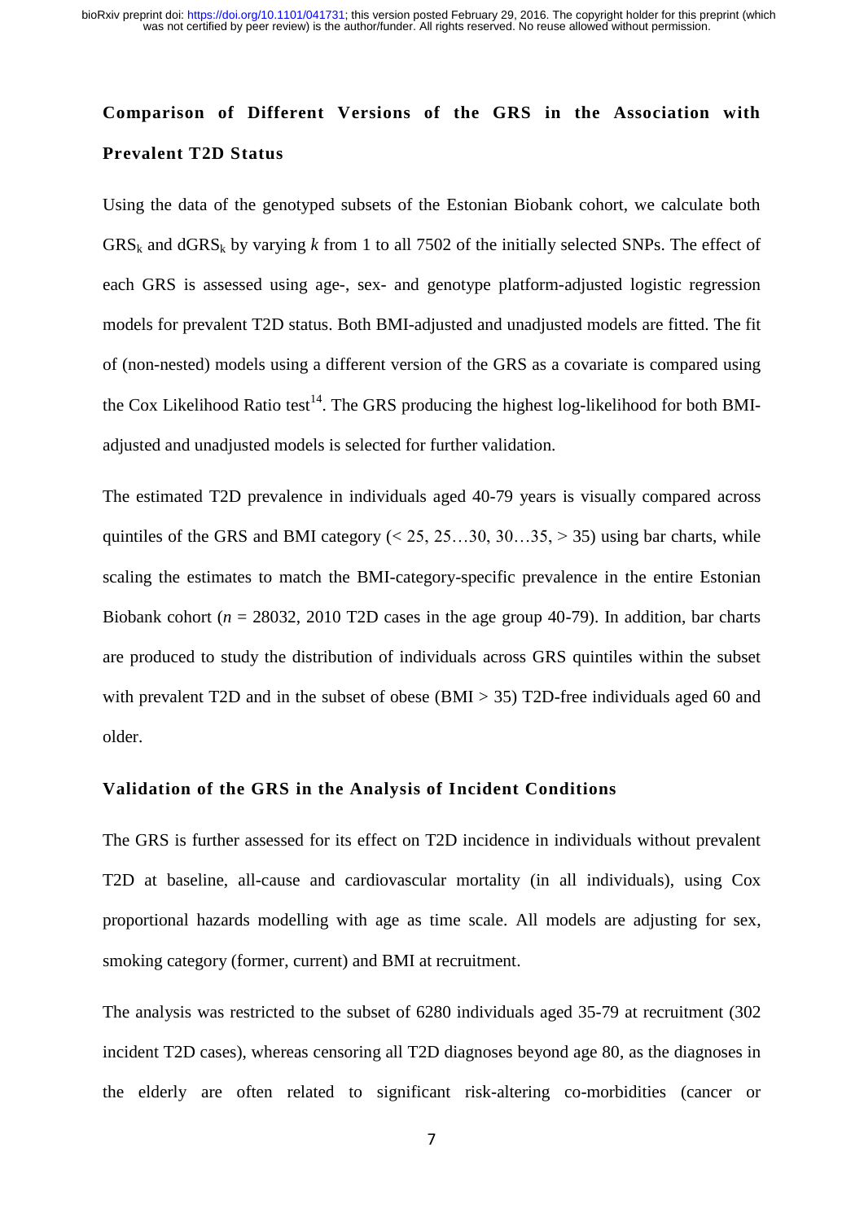### Comparison of Different Versions of the GRS in the Association with Prevalent T2D Status

Using the data of the genotyped subsets of the Estonian Biobank cohort, we calculate both $GRS_k$ and $dGRS_k$ by varying $k$ from 1 to all 7502 of the initially selected SNPs. The effect of each GRS is assessed using age-, sex- and genotype platform-adjusted logistic regression models for prevalent T2D status. Both BMI-adjusted and unadjusted models are fitted. The fit of (non-nested) models using a different version of the GRS as a covariate is compared using the Cox Likelihood Ratio test[14]. The GRS producing the highest log-likelihood for both BMI-adjusted and unadjusted models is selected for further validation.

The estimated T2D prevalence in individuals aged 40-79 years is visually compared across quintiles of the GRS and BMI category (< 25, 25…30, 30…35, > 35) using bar charts, while scaling the estimates to match the BMI-category-specific prevalence in the entire Estonian Biobank cohort ($n$ = 28032, 2010 T2D cases in the age group 40-79). In addition, bar charts are produced to study the distribution of individuals across GRS quintiles within the subset with prevalent T2D and in the subset of obese (BMI > 35) T2D-free individuals aged 60 and older.

### Validation of the GRS in the Analysis of Incident Conditions

The GRS is further assessed for its effect on T2D incidence in individuals without prevalent T2D at baseline, all-cause and cardiovascular mortality (in all individuals), using Cox proportional hazards modelling with age as time scale. All models are adjusting for sex, smoking category (former, current) and BMI at recruitment.

The analysis was restricted to the subset of 6280 individuals aged 35-79 at recruitment (302 incident T2D cases), whereas censoring all T2D diagnoses beyond age 80, as the diagnoses in the elderly are often related to significant risk-altering co-morbidities (cancer or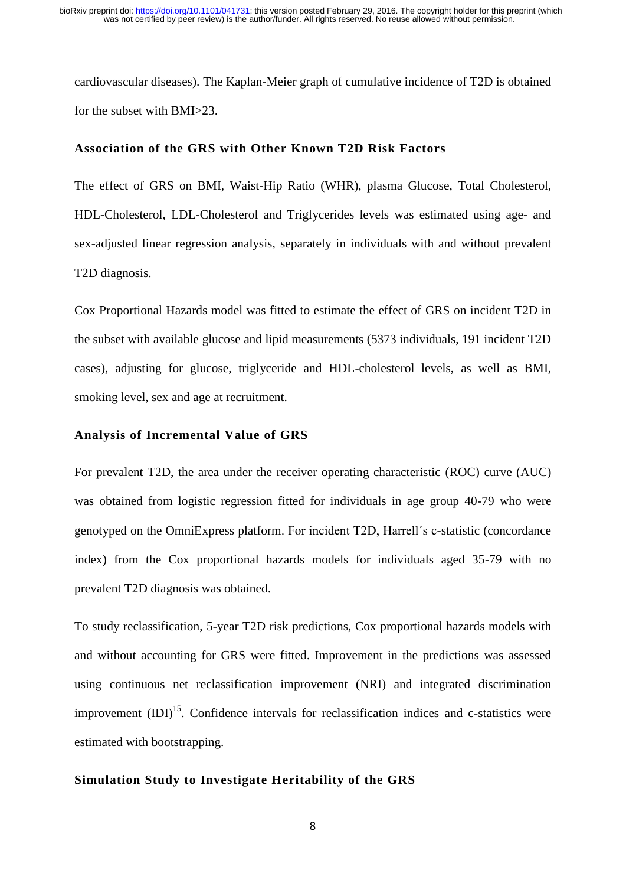cardiovascular diseases). The Kaplan-Meier graph of cumulative incidence of T2D is obtained for the subset with BMI>23.

### Association of the GRS with Other Known T2D Risk Factors

The effect of GRS on BMI, Waist-Hip Ratio (WHR), plasma Glucose, Total Cholesterol, HDL-Cholesterol, LDL-Cholesterol and Triglycerides levels was estimated using age- and sex-adjusted linear regression analysis, separately in individuals with and without prevalent T2D diagnosis.

Cox Proportional Hazards model was fitted to estimate the effect of GRS on incident T2D in the subset with available glucose and lipid measurements (5373 individuals, 191 incident T2D cases), adjusting for glucose, triglyceride and HDL-cholesterol levels, as well as BMI, smoking level, sex and age at recruitment.

### Analysis of Incremental Value of GRS

For prevalent T2D, the area under the receiver operating characteristic (ROC) curve (AUC) was obtained from logistic regression fitted for individuals in age group 40-79 who were genotyped on the OmniExpress platform. For incident T2D, Harrell´s c-statistic (concordance index) from the Cox proportional hazards models for individuals aged 35-79 with no prevalent T2D diagnosis was obtained.

To study reclassification, 5-year T2D risk predictions, Cox proportional hazards models with and without accounting for GRS were fitted. Improvement in the predictions was assessed using continuous net reclassification improvement (NRI) and integrated discrimination improvement (IDI)[15]. Confidence intervals for reclassification indices and c-statistics were estimated with bootstrapping.

### Simulation Study to Investigate Heritability of the GRS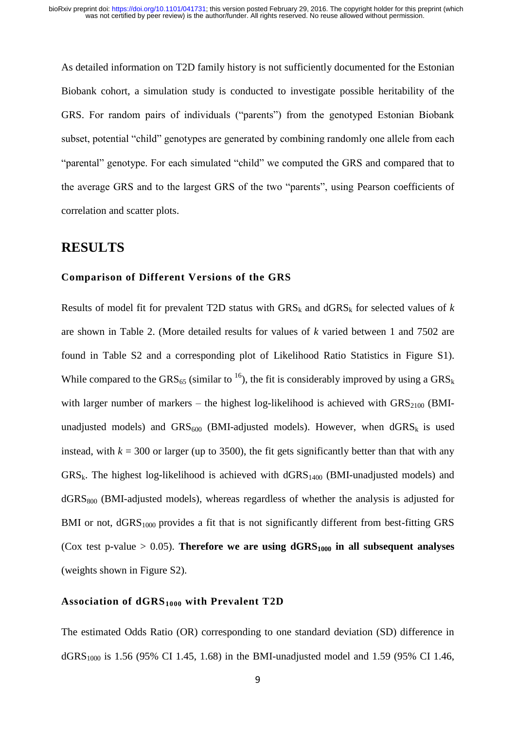As detailed information on T2D family history is not sufficiently documented for the Estonian Biobank cohort, a simulation study is conducted to investigate possible heritability of the GRS. For random pairs of individuals ("parents") from the genotyped Estonian Biobank subset, potential "child" genotypes are generated by combining randomly one allele from each "parental" genotype. For each simulated "child" we computed the GRS and compared that to the average GRS and to the largest GRS of the two "parents", using Pearson coefficients of correlation and scatter plots.

# RESULTS

### Comparison of Different Versions of the GRS

Results of model fit for prevalent T2D status with $GRS_k$ and $dGRS_k$ for selected values of $k$ are shown in Table 2. (More detailed results for values of $k$ varied between 1 and 7502 are found in Table S2 and a corresponding plot of Likelihood Ratio Statistics in Figure S1). While compared to the $GRS_{65}$ (similar to [16]), the fit is considerably improved by using a $GRS_k$ with larger number of markers – the highest log-likelihood is achieved with $GRS_{2100}$ (BMI-unadjusted models) and $GRS_{600}$ (BMI-adjusted models). However, when $dGRS_k$ is used instead, with $k$ = 300 or larger (up to 3500), the fit gets significantly better than that with any $GRS_k$. The highest log-likelihood is achieved with $dGRS_{1400}$ (BMI-unadjusted models) and $dGRS_{800}$ (BMI-adjusted models), whereas regardless of whether the analysis is adjusted for BMI or not, $dGRS_{1000}$ provides a fit that is not significantly different from best-fitting GRS (Cox test p-value > 0.05). **Therefore we are using $dGRS_{1000}$ in all subsequent analyses** (weights shown in Figure S2).

### Association of $dGRS_{1000}$ with Prevalent T2D

The estimated Odds Ratio (OR) corresponding to one standard deviation (SD) difference in $dGRS_{1000}$ is 1.56 (95% CI 1.45, 1.68) in the BMI-unadjusted model and 1.59 (95% CI 1.46,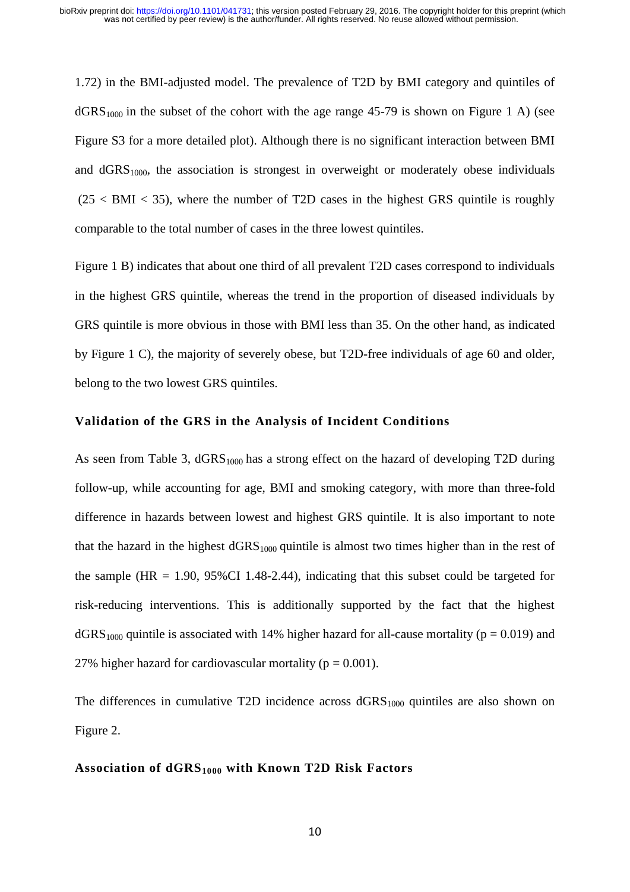1.72) in the BMI-adjusted model. The prevalence of T2D by BMI category and quintiles of $dGRS_{1000}$ in the subset of the cohort with the age range 45-79 is shown on Figure 1 A) (see Figure S3 for a more detailed plot). Although there is no significant interaction between BMI and $dGRS_{1000}$, the association is strongest in overweight or moderately obese individuals ($25 < BMI < 35$), where the number of T2D cases in the highest GRS quintile is roughly comparable to the total number of cases in the three lowest quintiles.

Figure 1 B) indicates that about one third of all prevalent T2D cases correspond to individuals in the highest GRS quintile, whereas the trend in the proportion of diseased individuals by GRS quintile is more obvious in those with BMI less than 35. On the other hand, as indicated by Figure 1 C), the majority of severely obese, but T2D-free individuals of age 60 and older, belong to the two lowest GRS quintiles.

### Validation of the GRS in the Analysis of Incident Conditions

As seen from Table 3, $dGRS_{1000}$ has a strong effect on the hazard of developing T2D during follow-up, while accounting for age, BMI and smoking category, with more than three-fold difference in hazards between lowest and highest GRS quintile. It is also important to note that the hazard in the highest $dGRS_{1000}$ quintile is almost two times higher than in the rest of the sample (HR = 1.90, 95%CI 1.48-2.44), indicating that this subset could be targeted for risk-reducing interventions. This is additionally supported by the fact that the highest $dGRS_{1000}$ quintile is associated with 14% higher hazard for all-cause mortality ($p = 0.019$) and 27% higher hazard for cardiovascular mortality ($p = 0.001$).

The differences in cumulative T2D incidence across $dGRS_{1000}$ quintiles are also shown on Figure 2.

### Association of $dGRS_{1000}$ with Known T2D Risk Factors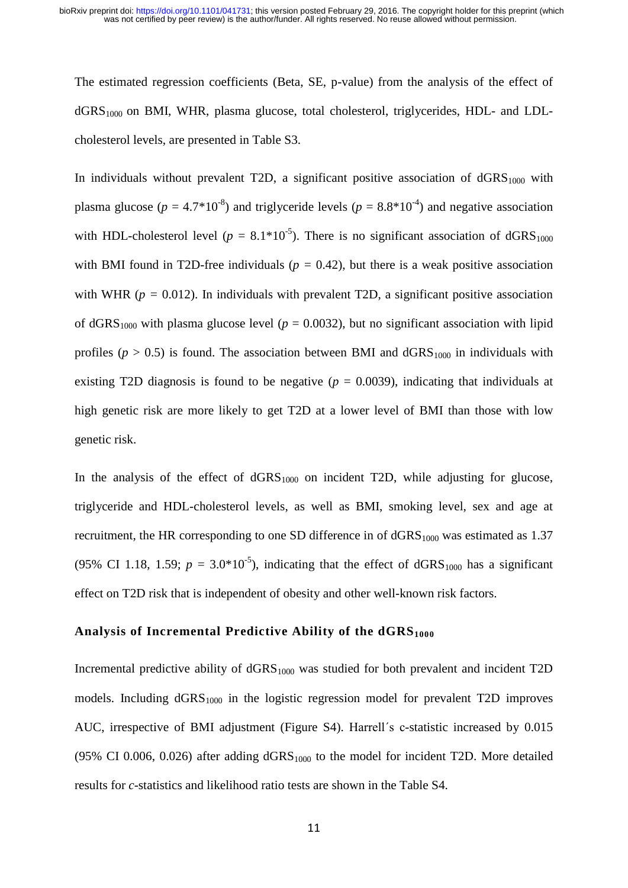The estimated regression coefficients (Beta, SE, p-value) from the analysis of the effect of $dGRS_{1000}$ on BMI, WHR, plasma glucose, total cholesterol, triglycerides, HDL- and LDL-cholesterol levels, are presented in Table S3.

In individuals without prevalent T2D, a significant positive association of $dGRS_{1000}$ with plasma glucose ($p = 4.7*10^{-8}$) and triglyceride levels ($p = 8.8*10^{-4}$) and negative association with HDL-cholesterol level ($p = 8.1*10^{-5}$). There is no significant association of $dGRS_{1000}$ with BMI found in T2D-free individuals ($p = 0.42$), but there is a weak positive association with WHR ($p = 0.012$). In individuals with prevalent T2D, a significant positive association of $dGRS_{1000}$ with plasma glucose level ($p = 0.0032$), but no significant association with lipid profiles ($p > 0.5$) is found. The association between BMI and $dGRS_{1000}$ in individuals with existing T2D diagnosis is found to be negative ($p = 0.0039$), indicating that individuals at high genetic risk are more likely to get T2D at a lower level of BMI than those with low genetic risk.

In the analysis of the effect of $dGRS_{1000}$ on incident T2D, while adjusting for glucose, triglyceride and HDL-cholesterol levels, as well as BMI, smoking level, sex and age at recruitment, the HR corresponding to one SD difference in of $dGRS_{1000}$ was estimated as 1.37 (95% CI 1.18, 1.59; $p = 3.0*10^{-5}$), indicating that the effect of $dGRS_{1000}$ has a significant effect on T2D risk that is independent of obesity and other well-known risk factors.

### Analysis of Incremental Predictive Ability of the $dGRS_{1000}$

Incremental predictive ability of $dGRS_{1000}$ was studied for both prevalent and incident T2D models. Including $dGRS_{1000}$ in the logistic regression model for prevalent T2D improves AUC, irrespective of BMI adjustment (Figure S4). Harrell´s c-statistic increased by 0.015 (95% CI 0.006, 0.026) after adding $dGRS_{1000}$ to the model for incident T2D. More detailed results for *c*-statistics and likelihood ratio tests are shown in the Table S4.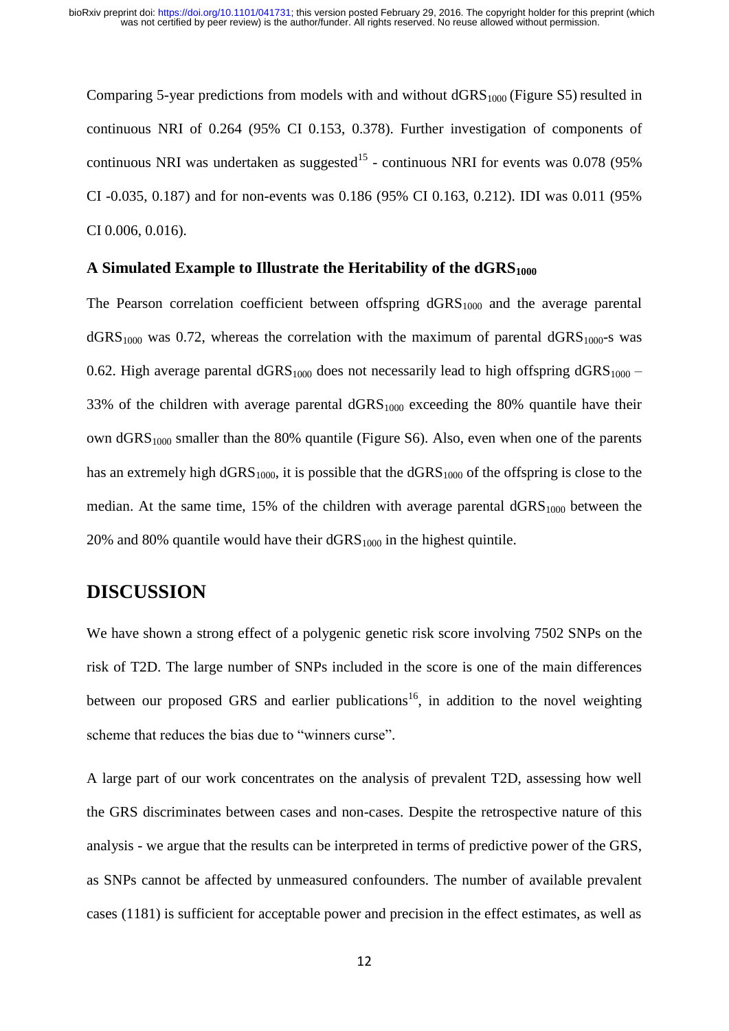Comparing 5-year predictions from models with and without $dGRS_{1000}$ (Figure S5) resulted in continuous NRI of 0.264 (95% CI 0.153, 0.378). Further investigation of components of continuous NRI was undertaken as suggested[15] - continuous NRI for events was 0.078 (95% CI -0.035, 0.187) and for non-events was 0.186 (95% CI 0.163, 0.212). IDI was 0.011 (95% CI 0.006, 0.016).

### A Simulated Example to Illustrate the Heritability of the $dGRS_{1000}$

The Pearson correlation coefficient between offspring $dGRS_{1000}$ and the average parental $dGRS_{1000}$ was 0.72, whereas the correlation with the maximum of parental $dGRS_{1000}$-s was 0.62. High average parental $dGRS_{1000}$ does not necessarily lead to high offspring $dGRS_{1000}$ – 33% of the children with average parental $dGRS_{1000}$ exceeding the 80% quantile have their own $dGRS_{1000}$ smaller than the 80% quantile (Figure S6). Also, even when one of the parents has an extremely high $dGRS_{1000}$, it is possible that the $dGRS_{1000}$ of the offspring is close to the median. At the same time, 15% of the children with average parental $dGRS_{1000}$ between the 20% and 80% quantile would have their $dGRS_{1000}$ in the highest quintile.

## DISCUSSION

We have shown a strong effect of a polygenic genetic risk score involving 7502 SNPs on the risk of T2D. The large number of SNPs included in the score is one of the main differences between our proposed GRS and earlier publications[16], in addition to the novel weighting scheme that reduces the bias due to "winners curse".

A large part of our work concentrates on the analysis of prevalent T2D, assessing how well the GRS discriminates between cases and non-cases. Despite the retrospective nature of this analysis - we argue that the results can be interpreted in terms of predictive power of the GRS, as SNPs cannot be affected by unmeasured confounders. The number of available prevalent cases (1181) is sufficient for acceptable power and precision in the effect estimates, as well as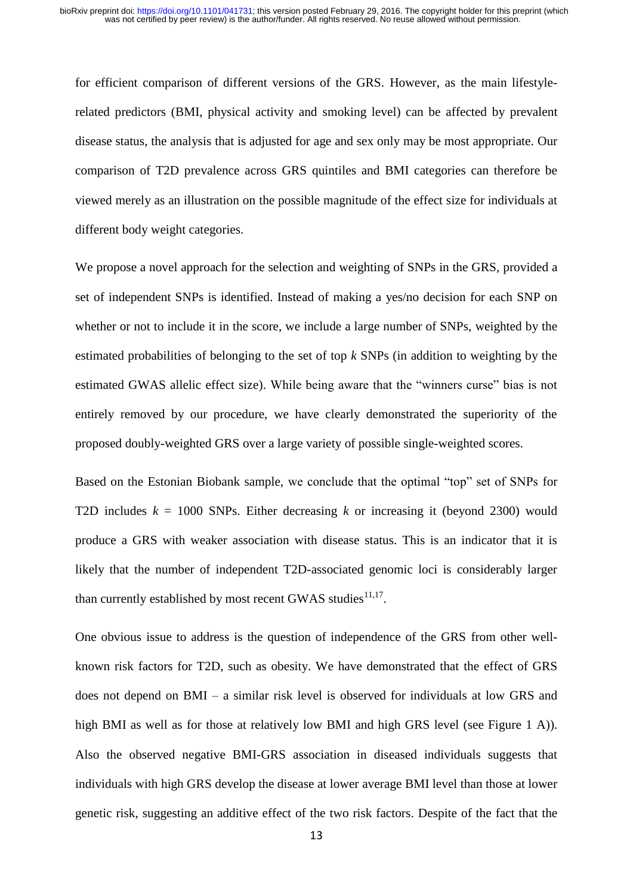for efficient comparison of different versions of the GRS. However, as the main lifestyle-related predictors (BMI, physical activity and smoking level) can be affected by prevalent disease status, the analysis that is adjusted for age and sex only may be most appropriate. Our comparison of T2D prevalence across GRS quintiles and BMI categories can therefore be viewed merely as an illustration on the possible magnitude of the effect size for individuals at different body weight categories.

We propose a novel approach for the selection and weighting of SNPs in the GRS, provided a set of independent SNPs is identified. Instead of making a yes/no decision for each SNP on whether or not to include it in the score, we include a large number of SNPs, weighted by the estimated probabilities of belonging to the set of top *k* SNPs (in addition to weighting by the estimated GWAS allelic effect size). While being aware that the "winners curse" bias is not entirely removed by our procedure, we have clearly demonstrated the superiority of the proposed doubly-weighted GRS over a large variety of possible single-weighted scores.

Based on the Estonian Biobank sample, we conclude that the optimal "top" set of SNPs for T2D includes $k = 1000$ SNPs. Either decreasing $k$ or increasing it (beyond 2300) would produce a GRS with weaker association with disease status. This is an indicator that it is likely that the number of independent T2D-associated genomic loci is considerably larger than currently established by most recent GWAS studies[11,17].

One obvious issue to address is the question of independence of the GRS from other well-known risk factors for T2D, such as obesity. We have demonstrated that the effect of GRS does not depend on BMI – a similar risk level is observed for individuals at low GRS and high BMI as well as for those at relatively low BMI and high GRS level (see Figure 1 A)). Also the observed negative BMI-GRS association in diseased individuals suggests that individuals with high GRS develop the disease at lower average BMI level than those at lower genetic risk, suggesting an additive effect of the two risk factors. Despite of the fact that the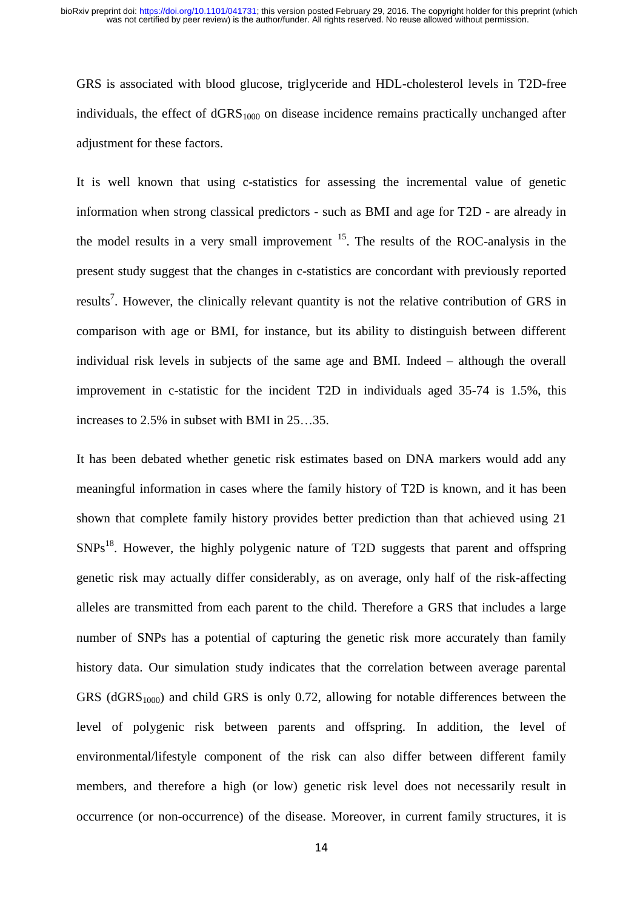GRS is associated with blood glucose, triglyceride and HDL-cholesterol levels in T2D-free individuals, the effect of $dGRS_{1000}$ on disease incidence remains practically unchanged after adjustment for these factors.

It is well known that using c-statistics for assessing the incremental value of genetic information when strong classical predictors - such as BMI and age for T2D - are already in the model results in a very small improvement [15]. The results of the ROC-analysis in the present study suggest that the changes in c-statistics are concordant with previously reported results[7]. However, the clinically relevant quantity is not the relative contribution of GRS in comparison with age or BMI, for instance, but its ability to distinguish between different individual risk levels in subjects of the same age and BMI. Indeed – although the overall improvement in c-statistic for the incident T2D in individuals aged 35-74 is 1.5%, this increases to 2.5% in subset with BMI in 25…35.

It has been debated whether genetic risk estimates based on DNA markers would add any meaningful information in cases where the family history of T2D is known, and it has been shown that complete family history provides better prediction than that achieved using 21 SNPs[18]. However, the highly polygenic nature of T2D suggests that parent and offspring genetic risk may actually differ considerably, as on average, only half of the risk-affecting alleles are transmitted from each parent to the child. Therefore a GRS that includes a large number of SNPs has a potential of capturing the genetic risk more accurately than family history data. Our simulation study indicates that the correlation between average parental GRS ($dGRS_{1000}$) and child GRS is only 0.72, allowing for notable differences between the level of polygenic risk between parents and offspring. In addition, the level of environmental/lifestyle component of the risk can also differ between different family members, and therefore a high (or low) genetic risk level does not necessarily result in occurrence (or non-occurrence) of the disease. Moreover, in current family structures, it is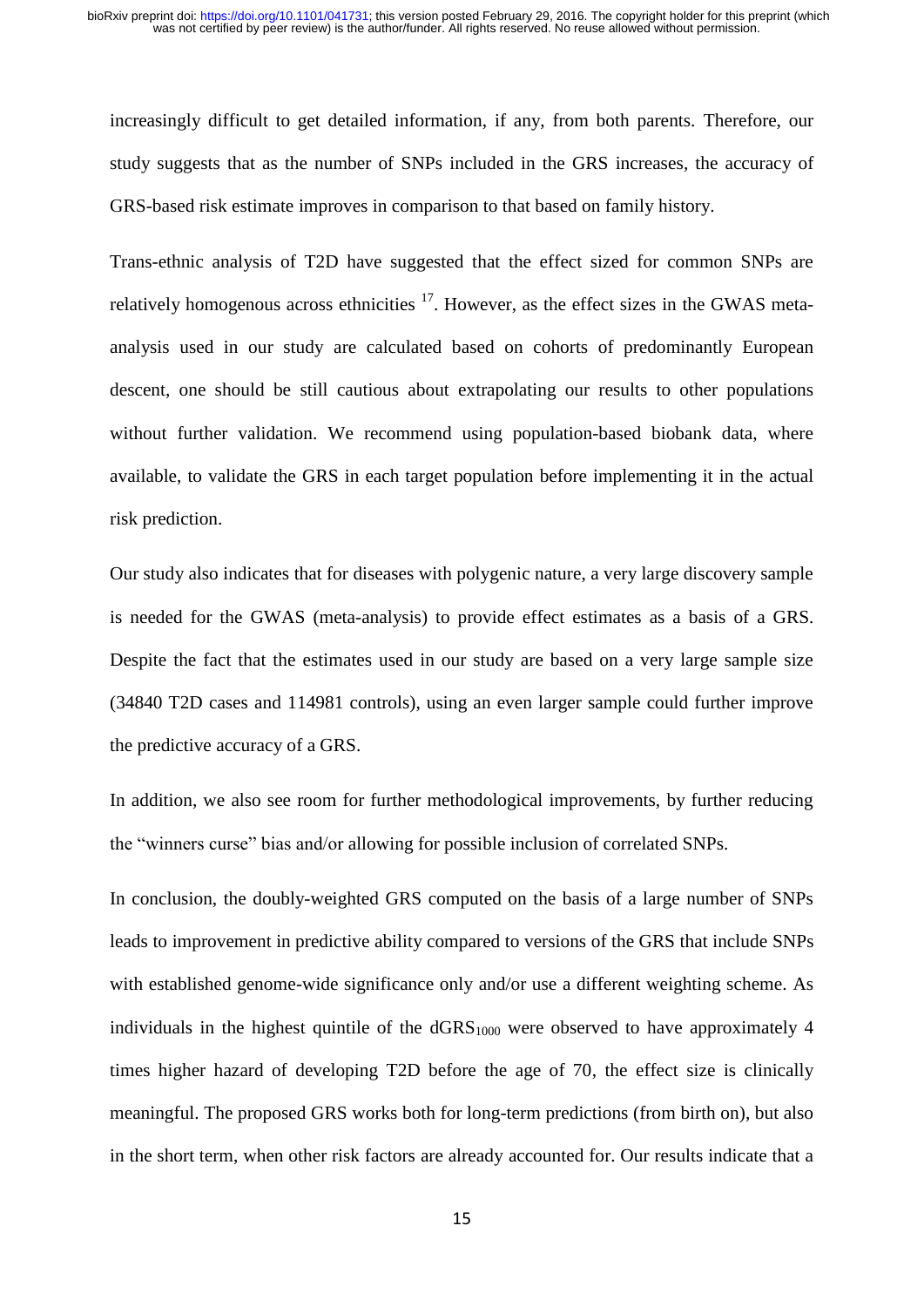increasingly difficult to get detailed information, if any, from both parents. Therefore, our study suggests that as the number of SNPs included in the GRS increases, the accuracy of GRS-based risk estimate improves in comparison to that based on family history.

Trans-ethnic analysis of T2D have suggested that the effect sized for common SNPs are relatively homogenous across ethnicities [17]. However, as the effect sizes in the GWAS meta-analysis used in our study are calculated based on cohorts of predominantly European descent, one should be still cautious about extrapolating our results to other populations without further validation. We recommend using population-based biobank data, where available, to validate the GRS in each target population before implementing it in the actual risk prediction.

Our study also indicates that for diseases with polygenic nature, a very large discovery sample is needed for the GWAS (meta-analysis) to provide effect estimates as a basis of a GRS. Despite the fact that the estimates used in our study are based on a very large sample size (34840 T2D cases and 114981 controls), using an even larger sample could further improve the predictive accuracy of a GRS.

In addition, we also see room for further methodological improvements, by further reducing the "winners curse" bias and/or allowing for possible inclusion of correlated SNPs.

In conclusion, the doubly-weighted GRS computed on the basis of a large number of SNPs leads to improvement in predictive ability compared to versions of the GRS that include SNPs with established genome-wide significance only and/or use a different weighting scheme. As individuals in the highest quintile of the $dGRS_{1000}$ were observed to have approximately 4 times higher hazard of developing T2D before the age of 70, the effect size is clinically meaningful. The proposed GRS works both for long-term predictions (from birth on), but also in the short term, when other risk factors are already accounted for. Our results indicate that a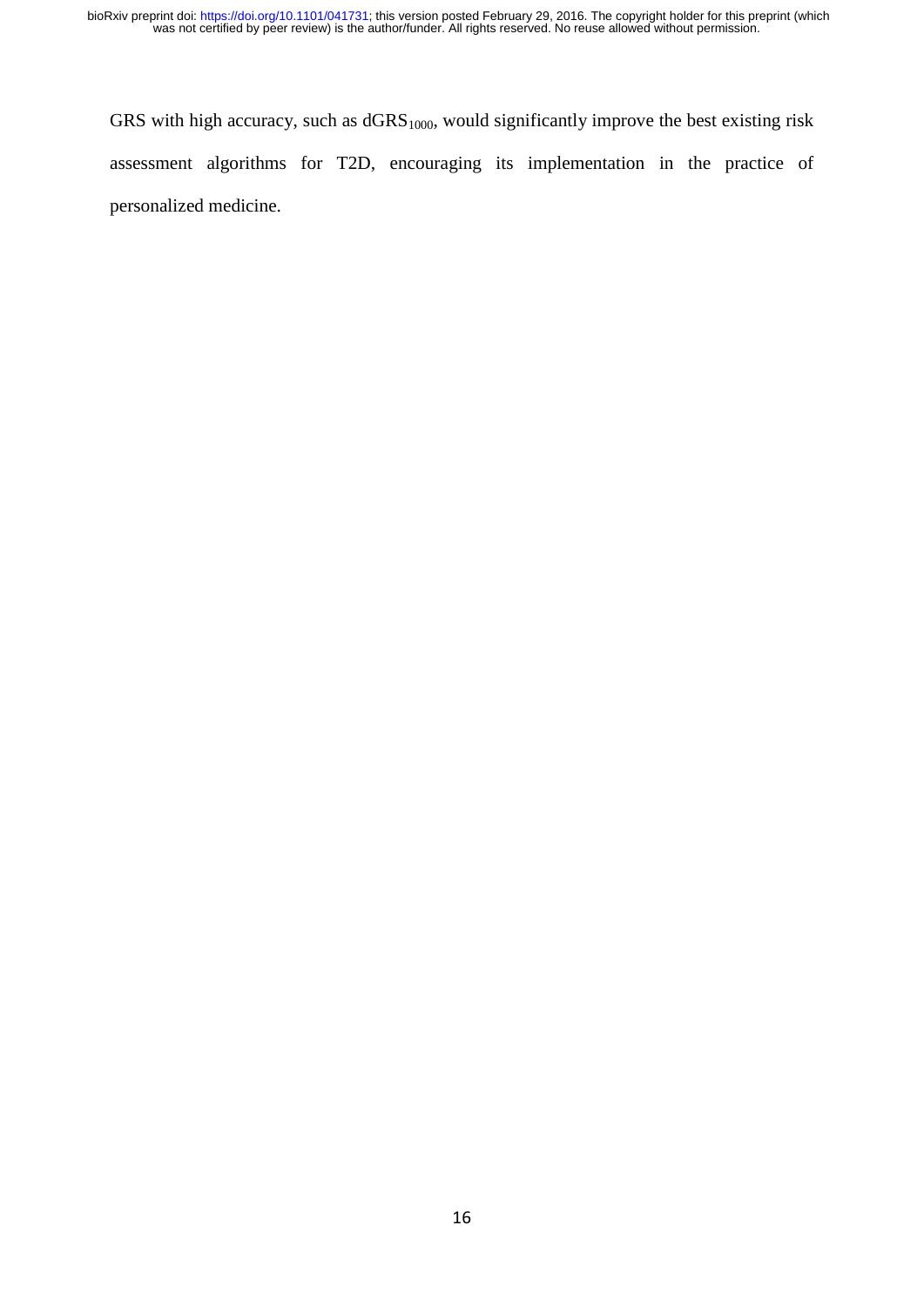GRS with high accuracy, such as $dGRS_{1000}$, would significantly improve the best existing risk assessment algorithms for T2D, encouraging its implementation in the practice of personalized medicine.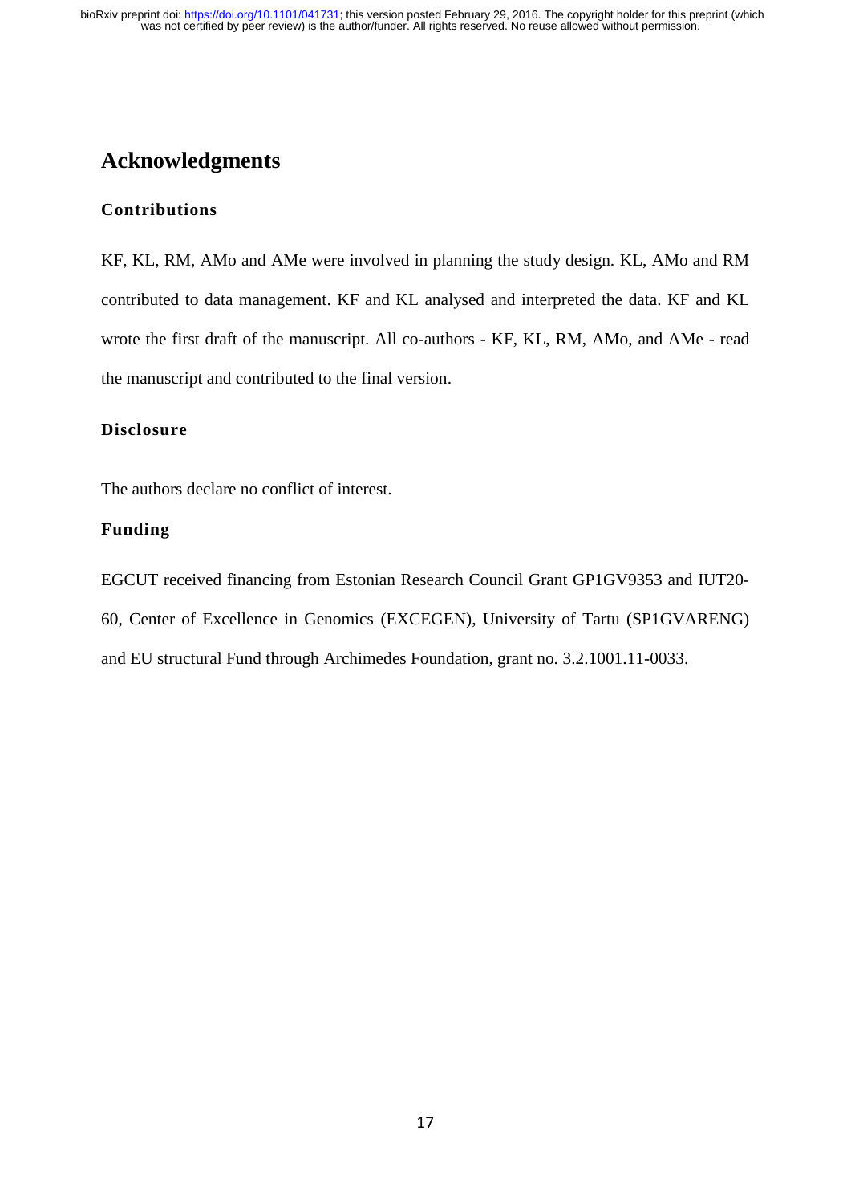# Acknowledgments

### Contributions

KF, KL, RM, AMo and AMe were involved in planning the study design. KL, AMo and RM contributed to data management. KF and KL analysed and interpreted the data. KF and KL wrote the first draft of the manuscript. All co-authors - KF, KL, RM, AMo, and AMe - read the manuscript and contributed to the final version.

### Disclosure

The authors declare no conflict of interest.

### Funding

EGCUT received financing from Estonian Research Council Grant GP1GV9353 and IUT20-60, Center of Excellence in Genomics (EXCEGEN), University of Tartu (SP1GVARENG) and EU structural Fund through Archimedes Foundation, grant no. 3.2.1001.11-0033.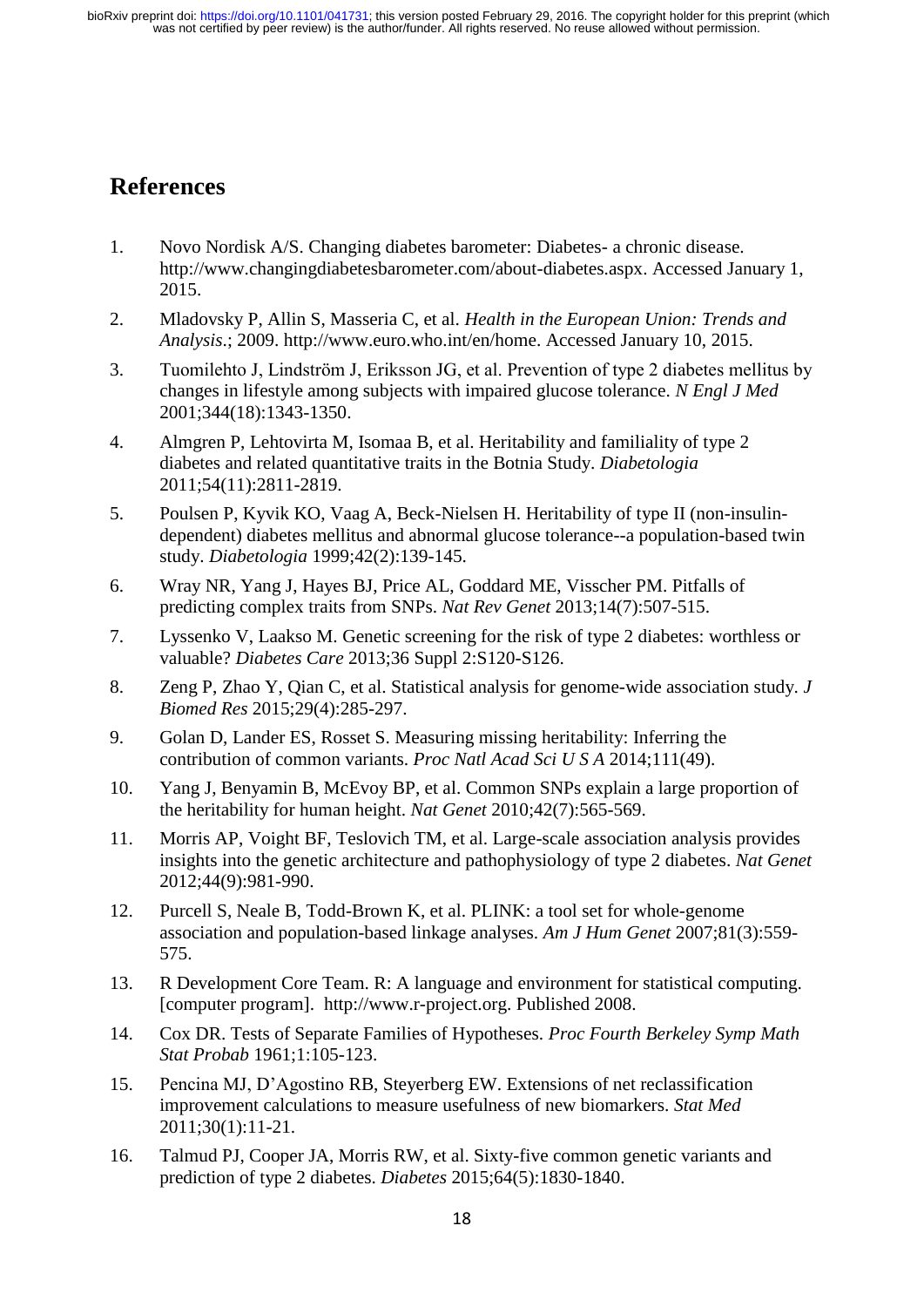# References

1. Novo Nordisk A/S. Changing diabetes barometer: Diabetes- a chronic disease. http://www.changingdiabetesbarometer.com/about-diabetes.aspx. Accessed January 1, 2015.
2. Mladovsky P, Allin S, Masseria C, et al. *Health in the European Union: Trends and Analysis*.; 2009. http://www.euro.who.int/en/home. Accessed January 10, 2015.
3. Tuomilehto J, Lindström J, Eriksson JG, et al. Prevention of type 2 diabetes mellitus by changes in lifestyle among subjects with impaired glucose tolerance. *N Engl J Med* 2001;344(18):1343-1350.
4. Almgren P, Lehtovirta M, Isomaa B, et al. Heritability and familiality of type 2 diabetes and related quantitative traits in the Botnia Study. *Diabetologia* 2011;54(11):2811-2819.
5. Poulsen P, Kyvik KO, Vaag A, Beck-Nielsen H. Heritability of type II (non-insulin-dependent) diabetes mellitus and abnormal glucose tolerance--a population-based twin study. *Diabetologia* 1999;42(2):139-145.
6. Wray NR, Yang J, Hayes BJ, Price AL, Goddard ME, Visscher PM. Pitfalls of predicting complex traits from SNPs. *Nat Rev Genet* 2013;14(7):507-515.
7. Lyssenko V, Laakso M. Genetic screening for the risk of type 2 diabetes: worthless or valuable? *Diabetes Care* 2013;36 Suppl 2:S120-S126.
8. Zeng P, Zhao Y, Qian C, et al. Statistical analysis for genome-wide association study. *J Biomed Res* 2015;29(4):285-297.
9. Golan D, Lander ES, Rosset S. Measuring missing heritability: Inferring the contribution of common variants. *Proc Natl Acad Sci U S A* 2014;111(49).
10. Yang J, Benyamin B, McEvoy BP, et al. Common SNPs explain a large proportion of the heritability for human height. *Nat Genet* 2010;42(7):565-569.
11. Morris AP, Voight BF, Teslovich TM, et al. Large-scale association analysis provides insights into the genetic architecture and pathophysiology of type 2 diabetes. *Nat Genet* 2012;44(9):981-990.
12. Purcell S, Neale B, Todd-Brown K, et al. PLINK: a tool set for whole-genome association and population-based linkage analyses. *Am J Hum Genet* 2007;81(3):559-575.
13. R Development Core Team. R: A language and environment for statistical computing. [computer program]. http://www.r-project.org. Published 2008.
14. Cox DR. Tests of Separate Families of Hypotheses. *Proc Fourth Berkeley Symp Math Stat Probab* 1961;1:105-123.
15. Pencina MJ, D'Agostino RB, Steyerberg EW. Extensions of net reclassification improvement calculations to measure usefulness of new biomarkers. *Stat Med* 2011;30(1):11-21.
16. Talmud PJ, Cooper JA, Morris RW, et al. Sixty-five common genetic variants and prediction of type 2 diabetes. *Diabetes* 2015;64(5):1830-1840.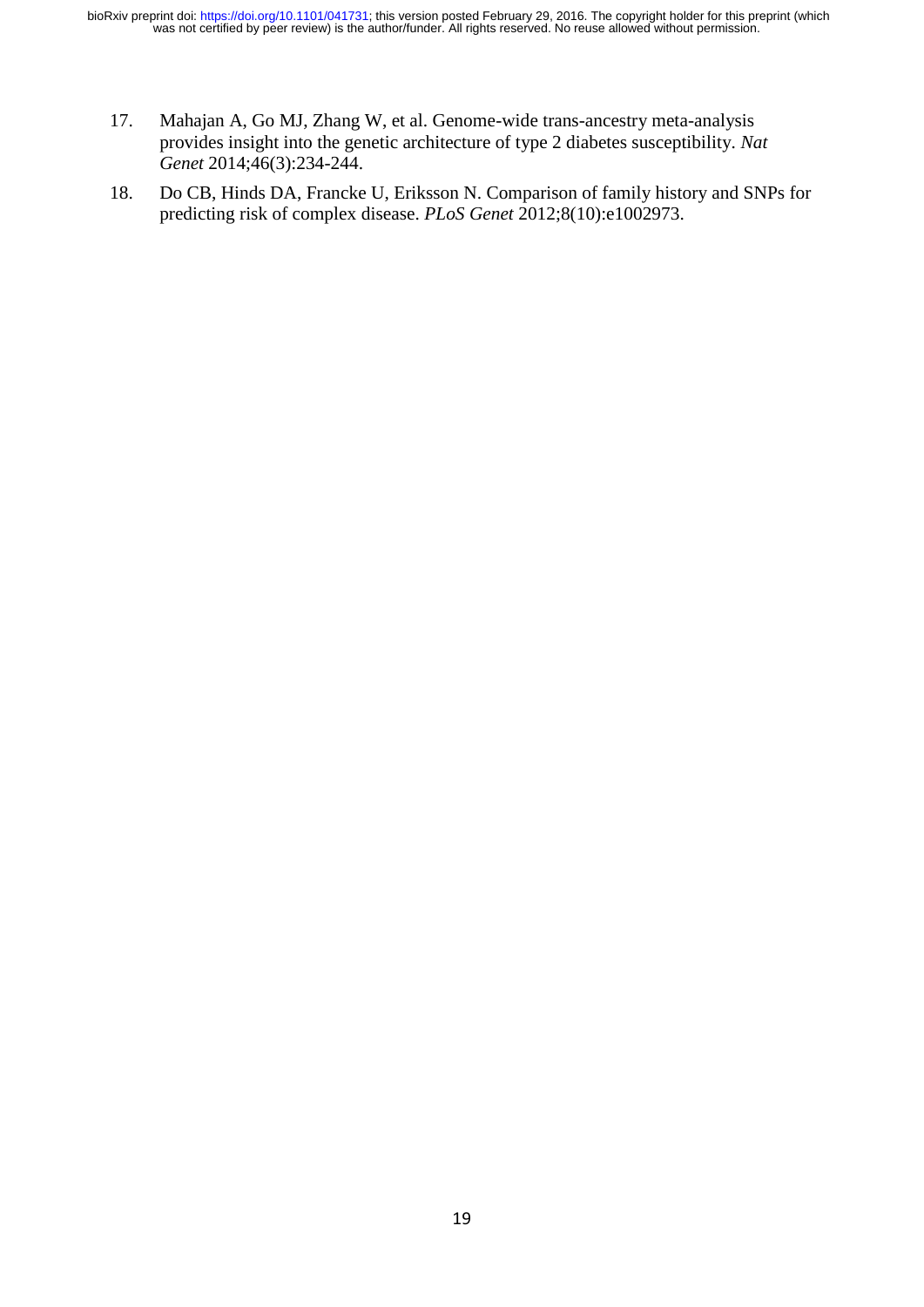17. Mahajan A, Go MJ, Zhang W, et al. Genome-wide trans-ancestry meta-analysis provides insight into the genetic architecture of type 2 diabetes susceptibility. *Nat Genet* 2014;46(3):234-244.
18. Do CB, Hinds DA, Francke U, Eriksson N. Comparison of family history and SNPs for predicting risk of complex disease. *PLoS Genet* 2012;8(10):e1002973.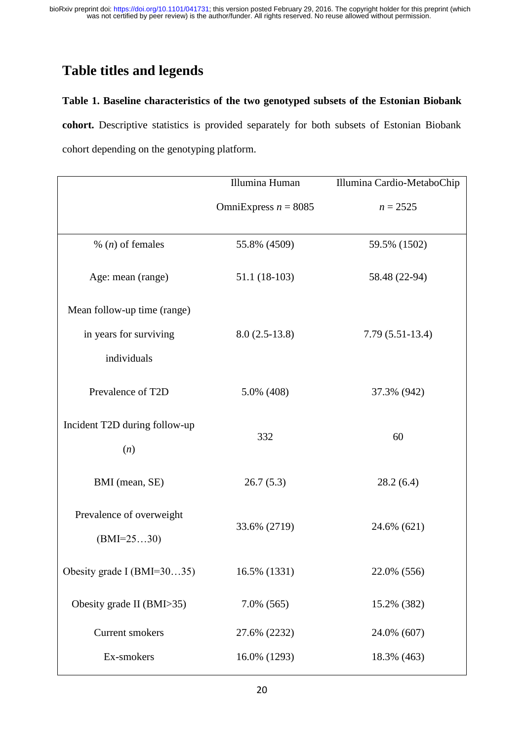## Table titles and legends

**Table 1. Baseline characteristics of the two genotyped subsets of the Estonian Biobank cohort.** Descriptive statistics is provided separately for both subsets of Estonian Biobank cohort depending on the genotyping platform.

| | Illumina Human OmniExpress $n$ = 8085 | Illumina Cardio-MetaboChip $n$ = 2525 |
|---|---|---|
| % ($n$) of females | 55.8% (4509) | 59.5% (1502) |
| Age: mean (range) | 51.1 (18-103) | 58.48 (22-94) |
| Mean follow-up time (range) in years for surviving individuals | 8.0 (2.5-13.8) | 7.79 (5.51-13.4) |
| Prevalence of T2D | 5.0% (408) | 37.3% (942) |
| Incident T2D during follow-up ($n$) | 332 | 60 |
| BMI (mean, SE) | 26.7 (5.3) | 28.2 (6.4) |
| Prevalence of overweight (BMI=25…30) | 33.6% (2719) | 24.6% (621) |
| Obesity grade I (BMI=30…35) | 16.5% (1331) | 22.0% (556) |
| Obesity grade II (BMI>35) | 7.0% (565) | 15.2% (382) |
| Current smokers | 27.6% (2232) | 24.0% (607) |
| Ex-smokers | 16.0% (1293) | 18.3% (463) |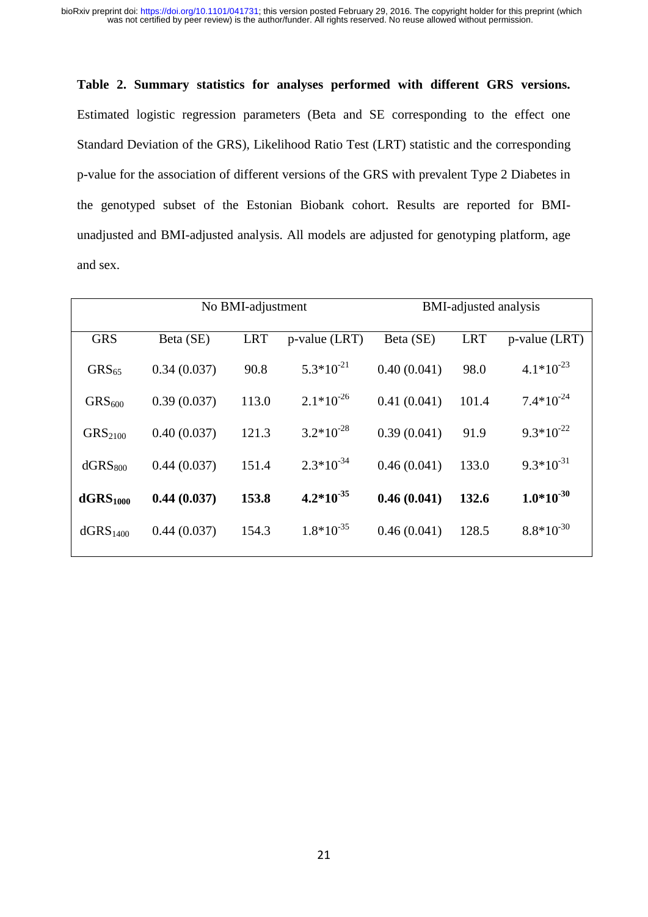**Table 2. Summary statistics for analyses performed with different GRS versions.** Estimated logistic regression parameters (Beta and SE corresponding to the effect one Standard Deviation of the GRS), Likelihood Ratio Test (LRT) statistic and the corresponding p-value for the association of different versions of the GRS with prevalent Type 2 Diabetes in the genotyped subset of the Estonian Biobank cohort. Results are reported for BMI-unadjusted and BMI-adjusted analysis. All models are adjusted for genotyping platform, age and sex.

| | No BMI-adjustment | | | BMI-adjusted analysis | | |
|---|---|---|---|---|---|---|
| GRS | Beta (SE) | LRT | p-value (LRT) | Beta (SE) | LRT | p-value (LRT) |
| $GRS_{65}$ | 0.34 (0.037) | 90.8 | $5.3*10^{-21}$ | 0.40 (0.041) | 98.0 | $4.1*10^{-23}$ |
| $GRS_{600}$ | 0.39 (0.037) | 113.0 | $2.1*10^{-26}$ | 0.41 (0.041) | 101.4 | $7.4*10^{-24}$ |
| $GRS_{2100}$ | 0.40 (0.037) | 121.3 | $3.2*10^{-28}$ | 0.39 (0.041) | 91.9 | $9.3*10^{-22}$ |
| $dGRS_{800}$ | 0.44 (0.037) | 151.4 | $2.3*10^{-34}$ | 0.46 (0.041) | 133.0 | $9.3*10^{-31}$ |
| **$dGRS_{1000}$** | **0.44 (0.037)** | **153.8** | **$4.2*10^{-35}$** | **0.46 (0.041)** | **132.6** | **$1.0*10^{-30}$** |
| $dGRS_{1400}$ | 0.44 (0.037) | 154.3 | $1.8*10^{-35}$ | 0.46 (0.041) | 128.5 | $8.8*10^{-30}$ |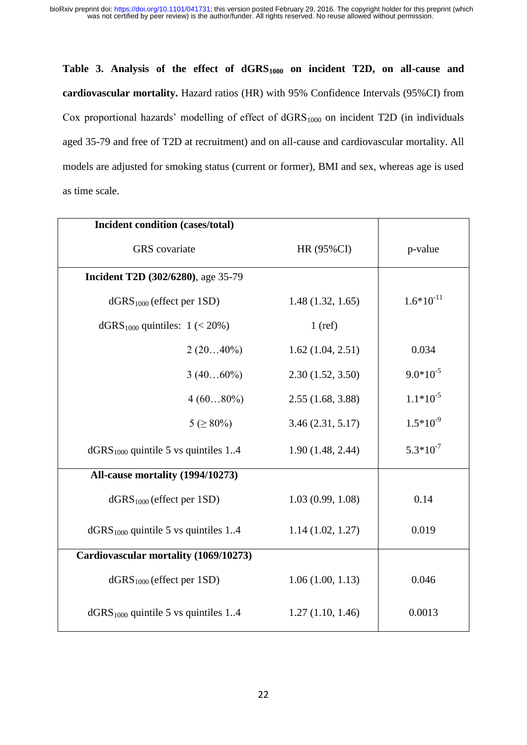**Table 3. Analysis of the effect of $dGRS_{1000}$ on incident T2D, on all-cause and cardiovascular mortality.** Hazard ratios (HR) with 95% Confidence Intervals (95%CI) from Cox proportional hazards' modelling of effect of $dGRS_{1000}$ on incident T2D (in individuals aged 35-79 and free of T2D at recruitment) and on all-cause and cardiovascular mortality. All models are adjusted for smoking status (current or former), BMI and sex, whereas age is used as time scale.

| Incident condition (cases/total) GRS covariate | HR (95%CI) | p-value |
|---|---|---|
| **Incident T2D (302/6280)**, age 35-79 | | |
| $dGRS_{1000}$ (effect per 1SD) | 1.48 (1.32, 1.65) | $1.6*10^{-11}$ |
| $dGRS_{1000}$ quintiles: 1 (< 20%) | 1 (ref) | |
| 2 (20…40%) | 1.62 (1.04, 2.51) | 0.034 |
| 3 (40…60%) | 2.30 (1.52, 3.50) | $9.0*10^{-5}$ |
| 4 (60…80%) | 2.55 (1.68, 3.88) | $1.1*10^{-5}$ |
| 5 (≥ 80%) | 3.46 (2.31, 5.17) | $1.5*10^{-9}$ |
| $dGRS_{1000}$ quintile 5 vs quintiles 1..4 | 1.90 (1.48, 2.44) | $5.3*10^{-7}$ |
| **All-cause mortality (1994/10273)** | | |
| $dGRS_{1000}$ (effect per 1SD) | 1.03 (0.99, 1.08) | 0.14 |
| $dGRS_{1000}$ quintile 5 vs quintiles 1..4 | 1.14 (1.02, 1.27) | 0.019 |
| **Cardiovascular mortality (1069/10273)** | | |
| $dGRS_{1000}$ (effect per 1SD) | 1.06 (1.00, 1.13) | 0.046 |
| $dGRS_{1000}$ quintile 5 vs quintiles 1..4 | 1.27 (1.10, 1.46) | 0.0013 |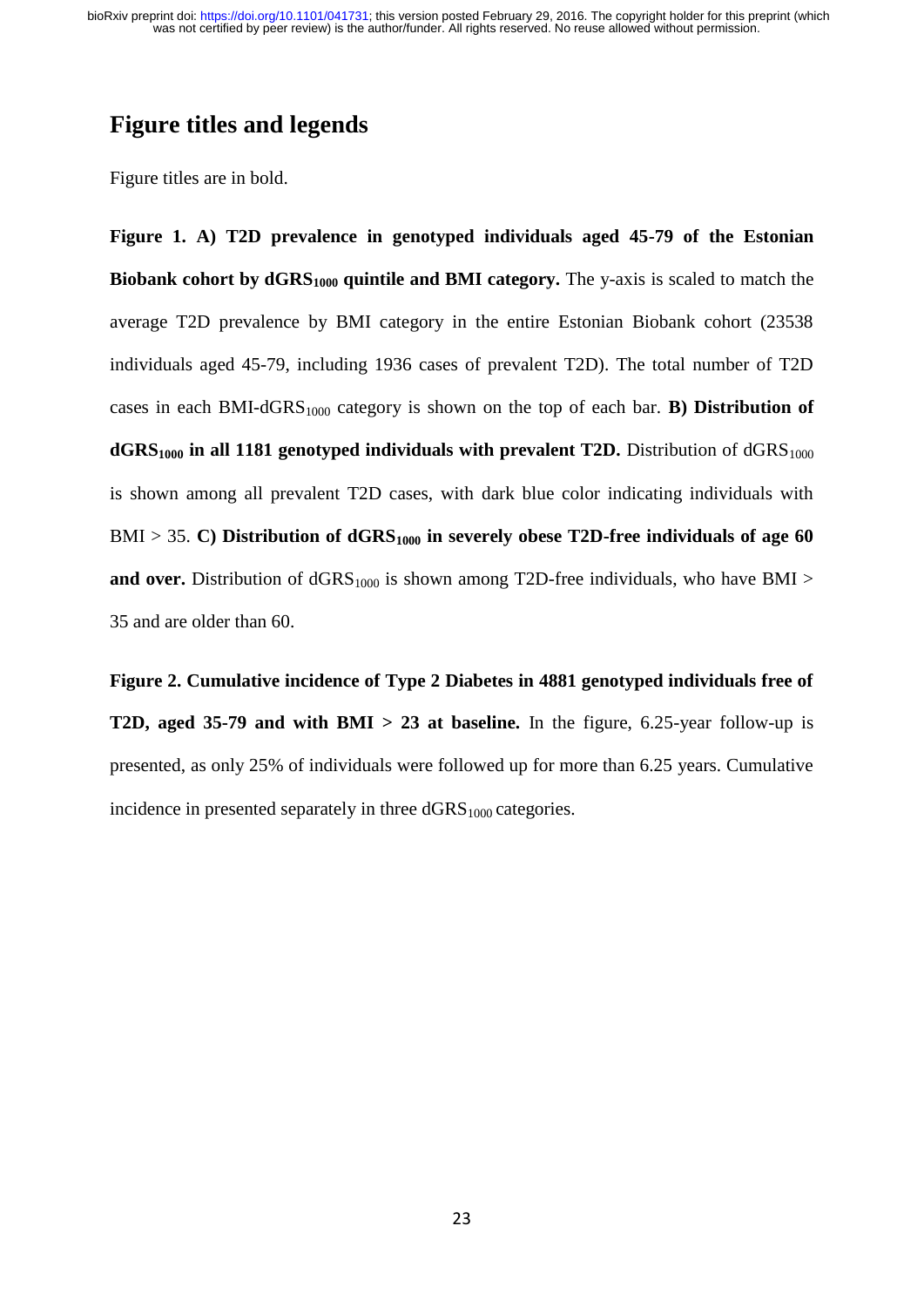## Figure titles and legends

Figure titles are in bold.

**Figure 1. A) T2D prevalence in genotyped individuals aged 45-79 of the Estonian Biobank cohort by $dGRS_{1000}$ quintile and BMI category.** The y-axis is scaled to match the average T2D prevalence by BMI category in the entire Estonian Biobank cohort (23538 individuals aged 45-79, including 1936 cases of prevalent T2D). The total number of T2D cases in each BMI-$dGRS_{1000}$ category is shown on the top of each bar. **B) Distribution of $dGRS_{1000}$ in all 1181 genotyped individuals with prevalent T2D.** Distribution of $dGRS_{1000}$ is shown among all prevalent T2D cases, with dark blue color indicating individuals with BMI > 35. **C) Distribution of $dGRS_{1000}$ in severely obese T2D-free individuals of age 60 and over.** Distribution of $dGRS_{1000}$ is shown among T2D-free individuals, who have BMI > 35 and are older than 60.

**Figure 2. Cumulative incidence of Type 2 Diabetes in 4881 genotyped individuals free of T2D, aged 35-79 and with BMI > 23 at baseline.** In the figure, 6.25-year follow-up is presented, as only 25% of individuals were followed up for more than 6.25 years. Cumulative incidence in presented separately in three $dGRS_{1000}$ categories.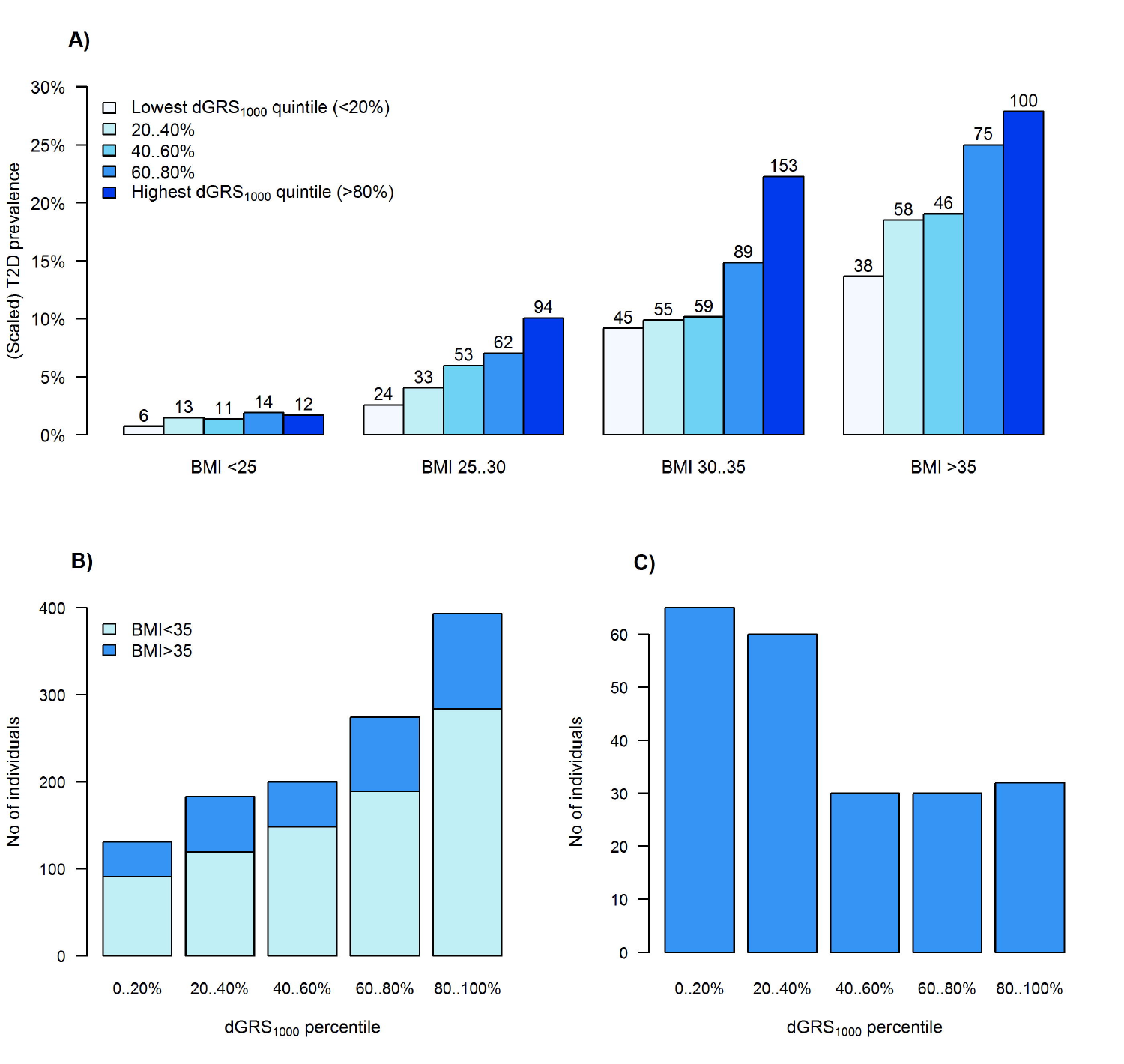A)

(Scaled) T2D prevalence

- Lowest $dGRS_{1000}$ quintile (<20%)
- 20..40%
- 40..60%
- 60..80%
- Highest $dGRS_{1000}$ quintile (>80%)

| | Lowest $dGRS_{1000}$ quintile (<20%) | 20..40% | 40..60% | 60..80% | Highest $dGRS_{1000}$ quintile (>80%) |
|---|---|---|---|---|---|
| BMI <25 | 6 | 13 | 11 | 14 | 12 |
| BMI 25..30 | 24 | 33 | 53 | 62 | 94 |
| BMI 30..35 | 45 | 55 | 59 | 89 | 153 |
| BMI >35 | 38 | 58 | 46 | 75 | 100 |

B)

No of individuals

- BMI<35
- BMI>35

$dGRS_{1000}$ percentile: 0..20%, 20..40%, 40..60%, 60..80%, 80..100%

C)

No of individuals

$dGRS_{1000}$ percentile: 0..20%, 20..40%, 40..60%, 60..80%, 80..100%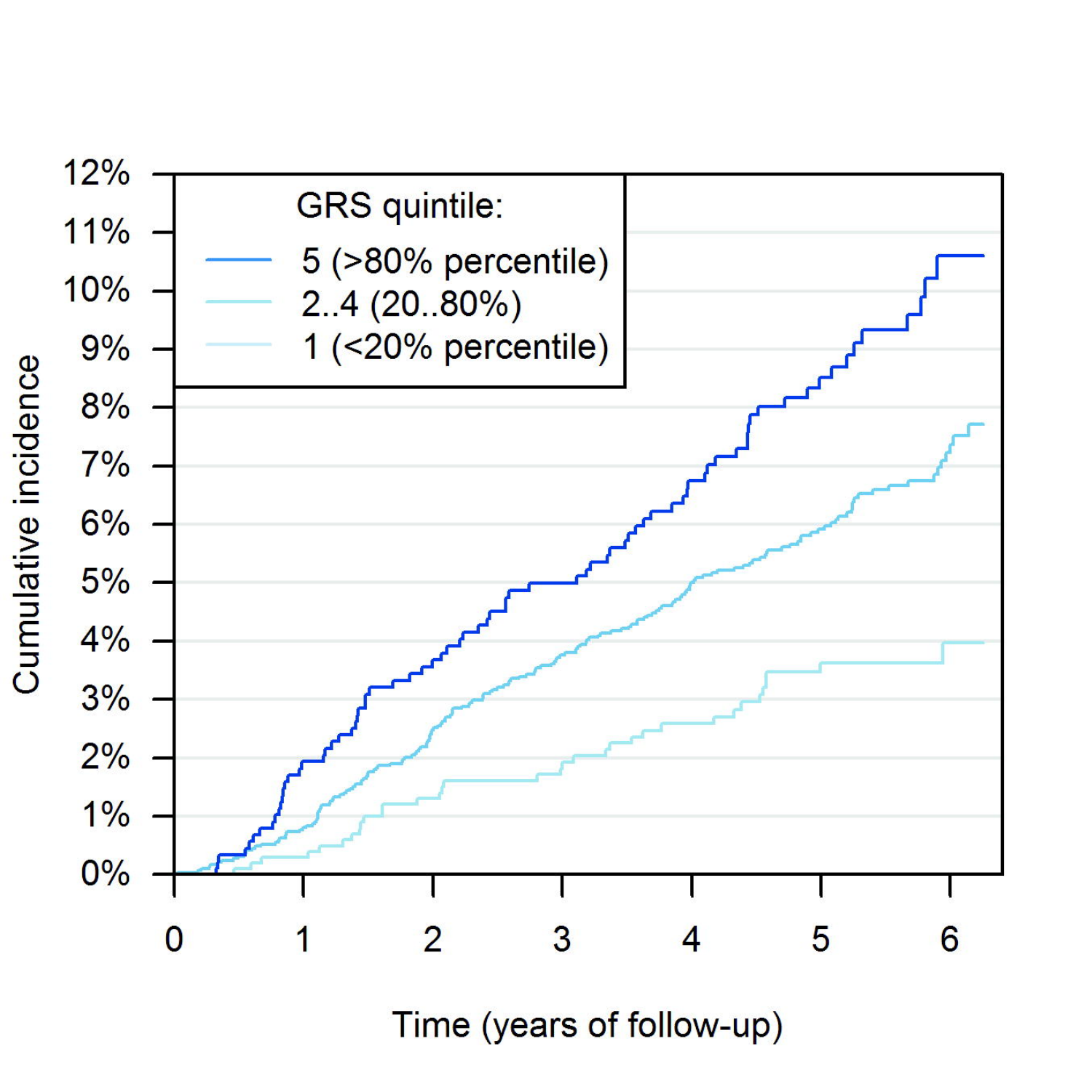GRS quintile:

5 (>80% percentile)

2..4 (20..80%)

1 (<20% percentile)

Cumulative incidence

12%

11%

10%

9%

8%

7%

6%

5%

4%

3%

2%

1%

0%

0

1

2

3

4

5

6

Time (years of follow-up)